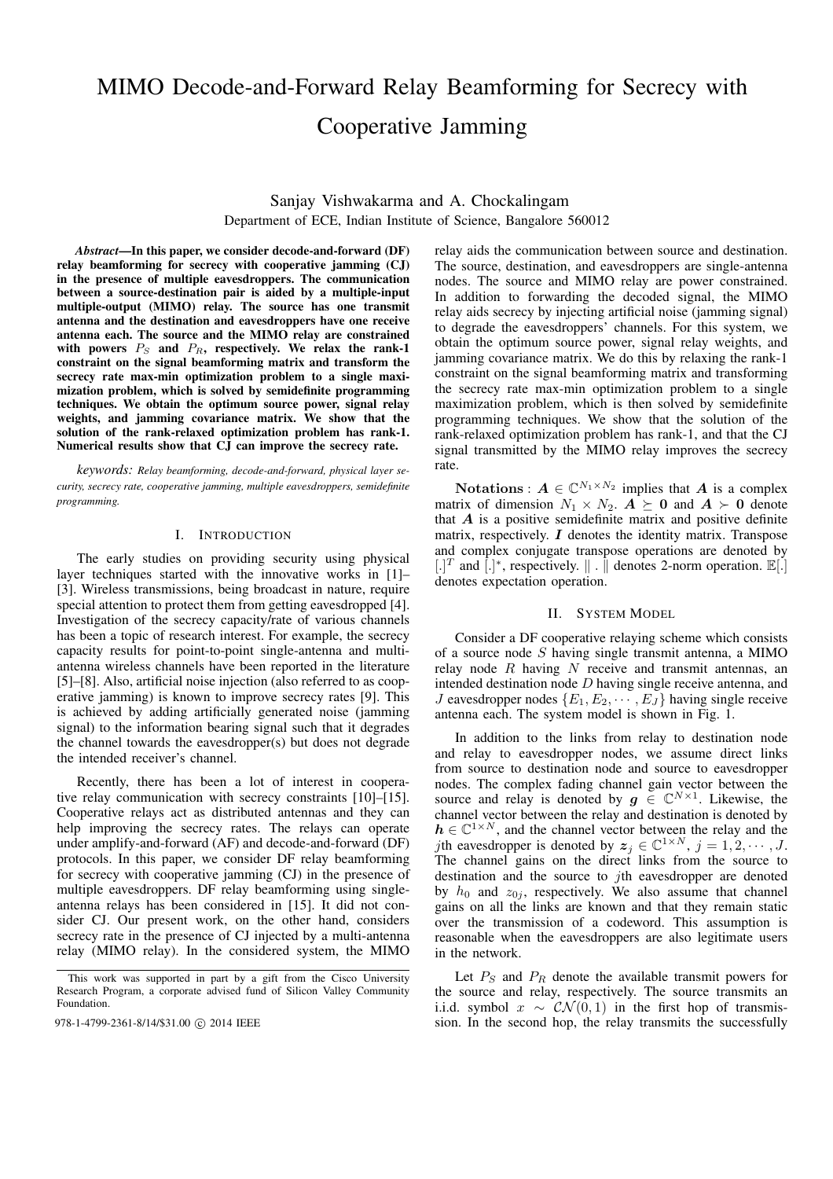# MIMO Decode-and-Forward Relay Beamforming for Secrecy with Cooperative Jamming

Sanjay Vishwakarma and A. Chockalingam
Department of ECE, Indian Institute of Science, Bangalore 560012

***Abstract*—In this paper, we consider decode-and-forward (DF) relay beamforming for secrecy with cooperative jamming (CJ) in the presence of multiple eavesdroppers. The communication between a source-destination pair is aided by a multiple-input multiple-output (MIMO) relay. The source has one transmit antenna and the destination and eavesdroppers have one receive antenna each. The source and the MIMO relay are constrained with powers $P_S$ and $P_R$, respectively. We relax the rank-1 constraint on the signal beamforming matrix and transform the secrecy rate max-min optimization problem to a single maximization problem, which is solved by semidefinite programming techniques. We obtain the optimum source power, signal relay weights, and jamming covariance matrix. We show that the solution of the rank-relaxed optimization problem has rank-1. Numerical results show that CJ can improve the secrecy rate.**

*keywords: Relay beamforming, decode-and-forward, physical layer security, secrecy rate, cooperative jamming, multiple eavesdroppers, semidefinite programming.*

## I. INTRODUCTION

The early studies on providing security using physical layer techniques started with the innovative works in [1]–[3]. Wireless transmissions, being broadcast in nature, require special attention to protect them from getting eavesdropped [4]. Investigation of the secrecy capacity/rate of various channels has been a topic of research interest. For example, the secrecy capacity results for point-to-point single-antenna and multi-antenna wireless channels have been reported in the literature [5]–[8]. Also, artificial noise injection (also referred to as cooperative jamming) is known to improve secrecy rates [9]. This is achieved by adding artificially generated noise (jamming signal) to the information bearing signal such that it degrades the channel towards the eavesdropper(s) but does not degrade the intended receiver's channel.

Recently, there has been a lot of interest in cooperative relay communication with secrecy constraints [10]–[15]. Cooperative relays act as distributed antennas and they can help improving the secrecy rates. The relays can operate under amplify-and-forward (AF) and decode-and-forward (DF) protocols. In this paper, we consider DF relay beamforming for secrecy with cooperative jamming (CJ) in the presence of multiple eavesdroppers. DF relay beamforming using single-antenna relays has been considered in [15]. It did not consider CJ. Our present work, on the other hand, considers secrecy rate in the presence of CJ injected by a multi-antenna relay (MIMO relay). In the considered system, the MIMO relay aids the communication between source and destination. The source, destination, and eavesdroppers are single-antenna nodes. The source and MIMO relay are power constrained. In addition to forwarding the decoded signal, the MIMO relay aids secrecy by injecting artificial noise (jamming signal) to degrade the eavesdroppers' channels. For this system, we obtain the optimum source power, signal relay weights, and jamming covariance matrix. We do this by relaxing the rank-1 constraint on the signal beamforming matrix and transforming the secrecy rate max-min optimization problem to a single maximization problem, which is then solved by semidefinite programming techniques. We show that the solution of the rank-relaxed optimization problem has rank-1, and that the CJ signal transmitted by the MIMO relay improves the secrecy rate.

**Notations** : $\boldsymbol{A} \in \mathbb{C}^{N_1 \times N_2}$ implies that $\boldsymbol{A}$ is a complex matrix of dimension $N_1 \times N_2$. $\boldsymbol{A} \succeq \boldsymbol{0}$ and $\boldsymbol{A} \succ \boldsymbol{0}$ denote that $\boldsymbol{A}$ is a positive semidefinite matrix and positive definite matrix, respectively. $\boldsymbol{I}$ denotes the identity matrix. Transpose and complex conjugate transpose operations are denoted by $[.]^T$ and $[.]^*$, respectively. $\| . \|$ denotes 2-norm operation. $\mathbb{E}[.]$ denotes expectation operation.

## II. SYSTEM MODEL

Consider a DF cooperative relaying scheme which consists of a source node $S$ having single transmit antenna, a MIMO relay node $R$ having $N$ receive and transmit antennas, an intended destination node $D$ having single receive antenna, and $J$ eavesdropper nodes $\{E_1, E_2, \cdots, E_J\}$ having single receive antenna each. The system model is shown in Fig. 1.

In addition to the links from relay to destination node and relay to eavesdropper nodes, we assume direct links from source to destination node and source to eavesdropper nodes. The complex fading channel gain vector between the source and relay is denoted by $\boldsymbol{g} \in \mathbb{C}^{N \times 1}$. Likewise, the channel vector between the relay and destination is denoted by $\boldsymbol{h} \in \mathbb{C}^{1 \times N}$, and the channel vector between the relay and the $j$th eavesdropper is denoted by $\boldsymbol{z}_j \in \mathbb{C}^{1 \times N}$, $j = 1, 2, \cdots, J$. The channel gains on the direct links from the source to destination and the source to $j$th eavesdropper are denoted by $h_0$ and $z_{0j}$, respectively. We also assume that channel gains on all the links are known and that they remain static over the transmission of a codeword. This assumption is reasonable when the eavesdroppers are also legitimate users in the network.

Let $P_S$ and $P_R$ denote the available transmit powers for the source and relay, respectively. The source transmits an i.i.d. symbol $x \sim \mathcal{CN}(0, 1)$ in the first hop of transmission. In the second hop, the relay transmits the successfully

This work was supported in part by a gift from the Cisco University Research Program, a corporate advised fund of Silicon Valley Community Foundation.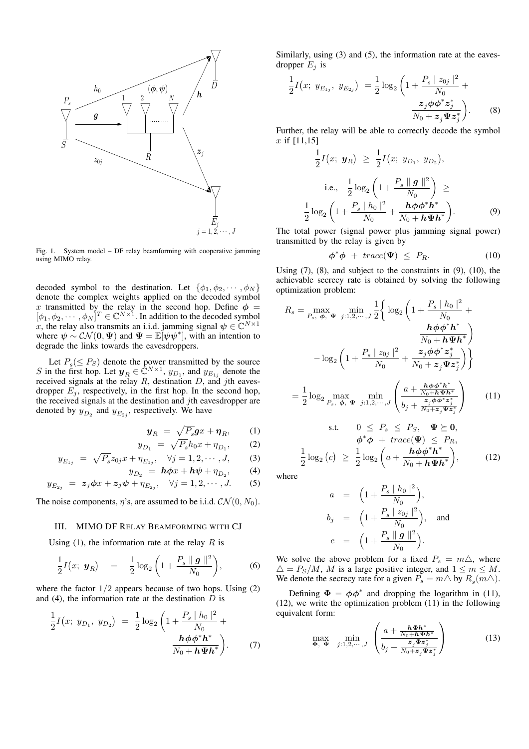Fig. 1. System model – DF relay beamforming with cooperative jamming using MIMO relay.

decoded symbol to the destination. Let $\{\phi_1, \phi_2, \cdots, \phi_N\}$ denote the complex weights applied on the decoded symbol $x$ transmitted by the relay in the second hop. Define $\boldsymbol{\phi} = [\phi_1, \phi_2, \cdots, \phi_N]^T \in \mathbb{C}^{N\times 1}$. In addition to the decoded symbol $x$, the relay also transmits an i.i.d. jamming signal $\boldsymbol{\psi} \in \mathbb{C}^{N\times 1}$ where $\boldsymbol{\psi} \sim \mathcal{CN}(\mathbf{0}, \boldsymbol{\Psi})$ and $\boldsymbol{\Psi} = \mathbb{E}[\boldsymbol{\psi}\boldsymbol{\psi}^*]$, with an intention to degrade the links towards the eavesdroppers.

Let $P_s (\leq P_S)$ denote the power transmitted by the source $S$ in the first hop. Let $\boldsymbol{y}_R \in \mathbb{C}^{N\times 1}$, $y_{D_1}$, and $y_{E_{1j}}$ denote the received signals at the relay $R$, destination $D$, and $j$th eavesdropper $E_j$, respectively, in the first hop. In the second hop, the received signals at the destination and $j$th eavesdropper are denoted by $y_{D_2}$ and $y_{E_{2j}}$, respectively. We have

$$\boldsymbol{y}_R = \sqrt{P_s}\boldsymbol{g}x + \boldsymbol{\eta}_R, \qquad (1)$$

$$y_{D_1} = \sqrt{P_s}h_0 x + \eta_{D_1}, \qquad (2)$$

$$y_{E_{1j}} = \sqrt{P_s}z_{0j} x + \eta_{E_{1j}}, \quad \forall j = 1, 2, \cdots, J, \qquad (3)$$

$$y_{D_2} = \boldsymbol{h}\boldsymbol{\phi}x + \boldsymbol{h}\boldsymbol{\psi} + \eta_{D_2}, \qquad (4)$$

$$y_{E_{2j}} = \boldsymbol{z}_j\boldsymbol{\phi}x + \boldsymbol{z}_j\boldsymbol{\psi} + \eta_{E_{2j}}, \quad \forall j = 1, 2, \cdots, J. \qquad (5)$$

The noise components, $\eta$'s, are assumed to be i.i.d. $\mathcal{CN}(0, N_0)$.

## III. MIMO DF Relay Beamforming with CJ

Using (1), the information rate at the relay $R$ is

$$\frac{1}{2}I\big(x;\ \boldsymbol{y}_R\big) = \frac{1}{2}\log_2\left(1 + \frac{P_s \parallel \boldsymbol{g} \parallel^2}{N_0}\right), \qquad (6)$$

where the factor $1/2$ appears because of two hops. Using (2) and (4), the information rate at the destination $D$ is

$$\frac{1}{2}I\big(x;\ y_{D_1},\ y_{D_2}\big) = \frac{1}{2}\log_2\left(1 + \frac{P_s \mid h_0 \mid^2}{N_0} + \frac{\boldsymbol{h}\boldsymbol{\phi}\boldsymbol{\phi}^*\boldsymbol{h}^*}{N_0 + \boldsymbol{h}\boldsymbol{\Psi}\boldsymbol{h}^*}\right). \qquad (7)$$

Similarly, using (3) and (5), the information rate at the eavesdropper $E_j$ is

$$\frac{1}{2}I\big(x;\ y_{E_{1j}},\ y_{E_{2j}}\big) = \frac{1}{2}\log_2\left(1 + \frac{P_s \mid z_{0j} \mid^2}{N_0} + \frac{\boldsymbol{z}_j\boldsymbol{\phi}\boldsymbol{\phi}^*\boldsymbol{z}_j^*}{N_0 + \boldsymbol{z}_j\boldsymbol{\Psi}\boldsymbol{z}_j^*}\right). \qquad (8)$$

Further, the relay will be able to correctly decode the symbol $x$ if [11,15]

$$\frac{1}{2}I\big(x;\ \boldsymbol{y}_R\big) \geq \frac{1}{2}I\big(x;\ y_{D_1},\ y_{D_2}\big),$$

$$\text{i.e.,} \quad \frac{1}{2}\log_2\left(1 + \frac{P_s \parallel \boldsymbol{g} \parallel^2}{N_0}\right) \geq \frac{1}{2}\log_2\left(1 + \frac{P_s \mid h_0 \mid^2}{N_0} + \frac{\boldsymbol{h}\boldsymbol{\phi}\boldsymbol{\phi}^*\boldsymbol{h}^*}{N_0 + \boldsymbol{h}\boldsymbol{\Psi}\boldsymbol{h}^*}\right). \qquad (9)$$

The total power (signal power plus jamming signal power) transmitted by the relay is given by

$$\boldsymbol{\phi}^*\boldsymbol{\phi} + trace(\boldsymbol{\Psi}) \leq P_R. \qquad (10)$$

Using (7), (8), and subject to the constraints in (9), (10), the achievable secrecy rate is obtained by solving the following optimization problem:

$$R_s = \max_{P_s,\ \boldsymbol{\phi},\ \boldsymbol{\Psi}}\ \min_{j:1,2,\cdots,J} \frac{1}{2}\Bigg\{ \log_2\left(1 + \frac{P_s \mid h_0 \mid^2}{N_0} + \frac{\boldsymbol{h}\boldsymbol{\phi}\boldsymbol{\phi}^*\boldsymbol{h}^*}{N_0 + \boldsymbol{h}\boldsymbol{\Psi}\boldsymbol{h}^*}\right) - \log_2\left(1 + \frac{P_s \mid z_{0j} \mid^2}{N_0} + \frac{\boldsymbol{z}_j\boldsymbol{\phi}\boldsymbol{\phi}^*\boldsymbol{z}_j^*}{N_0 + \boldsymbol{z}_j\boldsymbol{\Psi}\boldsymbol{z}_j^*}\right)\Bigg\}$$

$$= \frac{1}{2}\log_2 \max_{P_s,\ \boldsymbol{\phi},\ \boldsymbol{\Psi}}\ \min_{j:1,2,\cdots,J} \left(\frac{a + \frac{\boldsymbol{h}\boldsymbol{\phi}\boldsymbol{\phi}^*\boldsymbol{h}^*}{N_0 + \boldsymbol{h}\boldsymbol{\Psi}\boldsymbol{h}^*}}{b_j + \frac{\boldsymbol{z}_j\boldsymbol{\phi}\boldsymbol{\phi}^*\boldsymbol{z}_j^*}{N_0 + \boldsymbol{z}_j\boldsymbol{\Psi}\boldsymbol{z}_j^*}}\right) \qquad (11)$$

$$\text{s.t.} \quad 0 \leq P_s \leq P_S, \quad \boldsymbol{\Psi} \succeq \mathbf{0},$$

$$\boldsymbol{\phi}^*\boldsymbol{\phi} + trace(\boldsymbol{\Psi}) \leq P_R,$$

$$\frac{1}{2}\log_2\big(c\big) \geq \frac{1}{2}\log_2\left(a + \frac{\boldsymbol{h}\boldsymbol{\phi}\boldsymbol{\phi}^*\boldsymbol{h}^*}{N_0 + \boldsymbol{h}\boldsymbol{\Psi}\boldsymbol{h}^*}\right), \qquad (12)$$

where

$$a = \left(1 + \frac{P_s \mid h_0 \mid^2}{N_0}\right),$$

$$b_j = \left(1 + \frac{P_s \mid z_{0j} \mid^2}{N_0}\right), \quad \text{and}$$

$$c = \left(1 + \frac{P_s \parallel \boldsymbol{g} \parallel^2}{N_0}\right).$$

We solve the above problem for a fixed $P_s = m\triangle$, where $\triangle = P_S/M$, $M$ is a large positive integer, and $1 \leq m \leq M$. We denote the secrecy rate for a given $P_s = m\triangle$ by $R_s(m\triangle)$.

Defining $\boldsymbol{\Phi} = \boldsymbol{\phi}\boldsymbol{\phi}^*$ and dropping the logarithm in (11), (12), we write the optimization problem (11) in the following equivalent form:

$$\max_{\boldsymbol{\Phi},\ \boldsymbol{\Psi}}\ \min_{j:1,2,\cdots,J} \left(\frac{a + \frac{\boldsymbol{h}\boldsymbol{\Phi}\boldsymbol{h}^*}{N_0 + \boldsymbol{h}\boldsymbol{\Psi}\boldsymbol{h}^*}}{b_j + \frac{\boldsymbol{z}_j\boldsymbol{\Phi}\boldsymbol{z}_j^*}{N_0 + \boldsymbol{z}_j\boldsymbol{\Psi}\boldsymbol{z}_j^*}}\right) \qquad (13)$$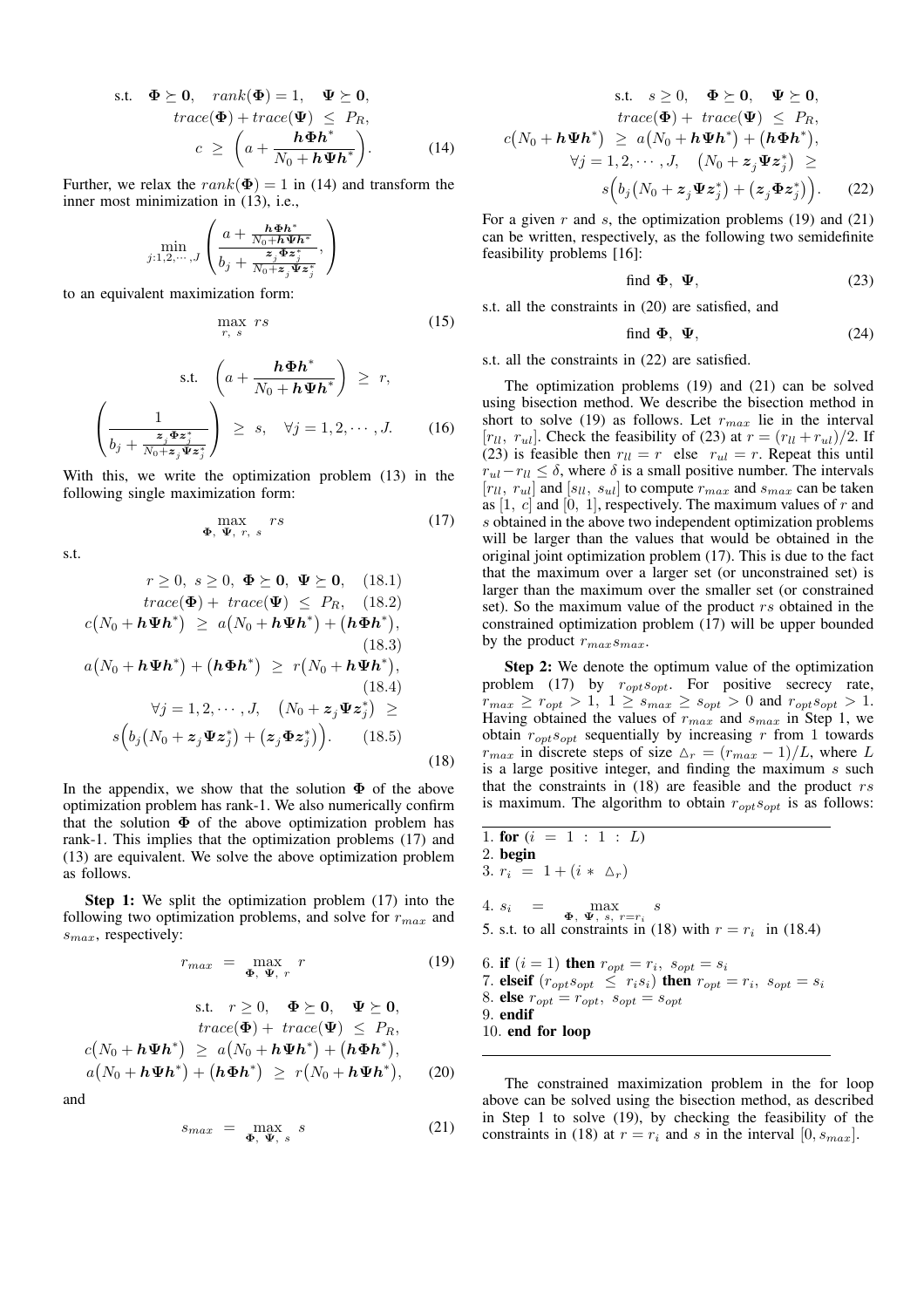$$\text{s.t.} \quad \boldsymbol{\Phi} \succeq \mathbf{0}, \quad rank(\boldsymbol{\Phi}) = 1, \quad \boldsymbol{\Psi} \succeq \mathbf{0},$$
$$trace(\boldsymbol{\Phi}) + trace(\boldsymbol{\Psi}) \ \leq \ P_R,$$
$$c \ \geq \ \left(a + \frac{\boldsymbol{h}\boldsymbol{\Phi}\boldsymbol{h}^*}{N_0 + \boldsymbol{h}\boldsymbol{\Psi}\boldsymbol{h}^*}\right). \tag{14}$$

Further, we relax the $rank(\boldsymbol{\Phi}) = 1$ in (14) and transform the inner most minimization in (13), i.e.,

$$\min_{j:1,2,\cdots,J} \left( \frac{a + \frac{\boldsymbol{h}\boldsymbol{\Phi}\boldsymbol{h}^*}{N_0 + \boldsymbol{h}\boldsymbol{\Psi}\boldsymbol{h}^*}}{b_j + \frac{\boldsymbol{z}_j\boldsymbol{\Phi}\boldsymbol{z}_j^*}{N_0 + \boldsymbol{z}_j\boldsymbol{\Psi}\boldsymbol{z}_j^*}}, \right)$$

to an equivalent maximization form:

$$\max_{r,\ s} \ rs \tag{15}$$

$$\text{s.t.} \quad \left(a + \frac{\boldsymbol{h}\boldsymbol{\Phi}\boldsymbol{h}^*}{N_0 + \boldsymbol{h}\boldsymbol{\Psi}\boldsymbol{h}^*}\right) \ \geq \ r,$$
$$\left(\frac{1}{b_j + \frac{\boldsymbol{z}_j\boldsymbol{\Phi}\boldsymbol{z}_j^*}{N_0 + \boldsymbol{z}_j\boldsymbol{\Psi}\boldsymbol{z}_j^*}}\right) \ \geq \ s, \quad \forall j = 1, 2, \cdots, J. \tag{16}$$

With this, we write the optimization problem (13) in the following single maximization form:

$$\max_{\boldsymbol{\Phi},\ \boldsymbol{\Psi},\ r,\ s} \ rs \tag{17}$$

s.t.

$$r \geq 0, \ s \geq 0, \ \boldsymbol{\Phi} \succeq \mathbf{0}, \ \boldsymbol{\Psi} \succeq \mathbf{0}, \tag{18.1}$$
$$trace(\boldsymbol{\Phi}) + \ trace(\boldsymbol{\Psi}) \ \leq \ P_R, \tag{18.2}$$
$$c\big(N_0 + \boldsymbol{h}\boldsymbol{\Psi}\boldsymbol{h}^*\big) \ \geq \ a\big(N_0 + \boldsymbol{h}\boldsymbol{\Psi}\boldsymbol{h}^*\big) + \big(\boldsymbol{h}\boldsymbol{\Phi}\boldsymbol{h}^*\big), \tag{18.3}$$
$$a\big(N_0 + \boldsymbol{h}\boldsymbol{\Psi}\boldsymbol{h}^*\big) + \big(\boldsymbol{h}\boldsymbol{\Phi}\boldsymbol{h}^*\big) \ \geq \ r\big(N_0 + \boldsymbol{h}\boldsymbol{\Psi}\boldsymbol{h}^*\big), \tag{18.4}$$
$$\forall j = 1, 2, \cdots, J, \quad \big(N_0 + \boldsymbol{z}_j\boldsymbol{\Psi}\boldsymbol{z}_j^*\big) \ \geq$$
$$s\Big(b_j\big(N_0 + \boldsymbol{z}_j\boldsymbol{\Psi}\boldsymbol{z}_j^*\big) + \big(\boldsymbol{z}_j\boldsymbol{\Phi}\boldsymbol{z}_j^*\big)\Big). \tag{18.5}$$
$$\tag{18}$$

In the appendix, we show that the solution $\boldsymbol{\Phi}$ of the above optimization problem has rank-1. We also numerically confirm that the solution $\boldsymbol{\Phi}$ of the above optimization problem has rank-1. This implies that the optimization problems (17) and (13) are equivalent. We solve the above optimization problem as follows.

**Step 1:** We split the optimization problem (17) into the following two optimization problems, and solve for $r_{max}$ and $s_{max}$, respectively:

$$r_{max} \ = \ \max_{\boldsymbol{\Phi},\ \boldsymbol{\Psi},\ r} \ r \tag{19}$$

$$\text{s.t.} \quad r \geq 0, \quad \boldsymbol{\Phi} \succeq \mathbf{0}, \quad \boldsymbol{\Psi} \succeq \mathbf{0},$$
$$trace(\boldsymbol{\Phi}) + \ trace(\boldsymbol{\Psi}) \ \leq \ P_R,$$
$$c\big(N_0 + \boldsymbol{h}\boldsymbol{\Psi}\boldsymbol{h}^*\big) \ \geq \ a\big(N_0 + \boldsymbol{h}\boldsymbol{\Psi}\boldsymbol{h}^*\big) + \big(\boldsymbol{h}\boldsymbol{\Phi}\boldsymbol{h}^*\big),$$
$$a\big(N_0 + \boldsymbol{h}\boldsymbol{\Psi}\boldsymbol{h}^*\big) + \big(\boldsymbol{h}\boldsymbol{\Phi}\boldsymbol{h}^*\big) \ \geq \ r\big(N_0 + \boldsymbol{h}\boldsymbol{\Psi}\boldsymbol{h}^*\big), \tag{20}$$

and

$$s_{max} \ = \ \max_{\boldsymbol{\Phi},\ \boldsymbol{\Psi},\ s} \ s \tag{21}$$

$$\text{s.t.} \quad s \geq 0, \quad \boldsymbol{\Phi} \succeq \mathbf{0}, \quad \boldsymbol{\Psi} \succeq \mathbf{0},$$
$$trace(\boldsymbol{\Phi}) + \ trace(\boldsymbol{\Psi}) \ \leq \ P_R,$$
$$c\big(N_0 + \boldsymbol{h}\boldsymbol{\Psi}\boldsymbol{h}^*\big) \ \geq \ a\big(N_0 + \boldsymbol{h}\boldsymbol{\Psi}\boldsymbol{h}^*\big) + \big(\boldsymbol{h}\boldsymbol{\Phi}\boldsymbol{h}^*\big),$$
$$\forall j = 1, 2, \cdots, J, \quad \big(N_0 + \boldsymbol{z}_j\boldsymbol{\Psi}\boldsymbol{z}_j^*\big) \ \geq$$
$$s\Big(b_j\big(N_0 + \boldsymbol{z}_j\boldsymbol{\Psi}\boldsymbol{z}_j^*\big) + \big(\boldsymbol{z}_j\boldsymbol{\Phi}\boldsymbol{z}_j^*\big)\Big). \tag{22}$$

For a given $r$ and $s$, the optimization problems (19) and (21) can be written, respectively, as the following two semidefinite feasibility problems [16]:

$$\text{find } \boldsymbol{\Phi}, \ \boldsymbol{\Psi}, \tag{23}$$

s.t. all the constraints in (20) are satisfied, and

$$\text{find } \boldsymbol{\Phi}, \ \boldsymbol{\Psi}, \tag{24}$$

s.t. all the constraints in (22) are satisfied.

The optimization problems (19) and (21) can be solved using bisection method. We describe the bisection method in short to solve (19) as follows. Let $r_{max}$ lie in the interval $[r_{ll}, \ r_{ul}]$. Check the feasibility of (23) at $r = (r_{ll} + r_{ul})/2$. If (23) is feasible then $r_{ll} = r$ else $r_{ul} = r$. Repeat this until $r_{ul} - r_{ll} \leq \delta$, where $\delta$ is a small positive number. The intervals $[r_{ll}, \ r_{ul}]$ and $[s_{ll}, \ s_{ul}]$ to compute $r_{max}$ and $s_{max}$ can be taken as $[1, \ c]$ and $[0, \ 1]$, respectively. The maximum values of $r$ and $s$ obtained in the above two independent optimization problems will be larger than the values that would be obtained in the original joint optimization problem (17). This is due to the fact that the maximum over a larger set (or unconstrained set) is larger than the maximum over the smaller set (or constrained set). So the maximum value of the product $rs$ obtained in the constrained optimization problem (17) will be upper bounded by the product $r_{max}s_{max}$.

**Step 2:** We denote the optimum value of the optimization problem (17) by $r_{opt}s_{opt}$. For positive secrecy rate, $r_{max} \geq r_{opt} > 1, \ 1 \geq s_{max} \geq s_{opt} > 0$ and $r_{opt}s_{opt} > 1$. Having obtained the values of $r_{max}$ and $s_{max}$ in Step 1, we obtain $r_{opt}s_{opt}$ sequentially by increasing $r$ from 1 towards $r_{max}$ in discrete steps of size $\triangle_r = (r_{max} - 1)/L$, where $L$ is a large positive integer, and finding the maximum $s$ such that the constraints in (18) are feasible and the product $rs$ is maximum. The algorithm to obtain $r_{opt}s_{opt}$ is as follows:

---

1. **for** $(i \ = \ 1 \ : \ 1 \ : \ L)$
2. **begin**
3. $r_i \ = \ 1 + (i \ * \ \triangle_r)$
4. $s_i \quad = \quad \max_{\boldsymbol{\Phi},\ \boldsymbol{\Psi},\ s,\ r=r_i} \ s$
5. s.t. to all constraints in (18) with $r = r_i$ in (18.4)
6. **if** $(i = 1)$ **then** $r_{opt} = r_i, \ s_{opt} = s_i$
7. **elseif** $(r_{opt}s_{opt} \ \leq \ r_is_i)$ **then** $r_{opt} = r_i, \ s_{opt} = s_i$
8. **else** $r_{opt} = r_{opt}, \ s_{opt} = s_{opt}$
9. **endif**
10. **end for loop**

---

The constrained maximization problem in the for loop above can be solved using the bisection method, as described in Step 1 to solve (19), by checking the feasibility of the constraints in (18) at $r = r_i$ and $s$ in the interval $[0, s_{max}]$.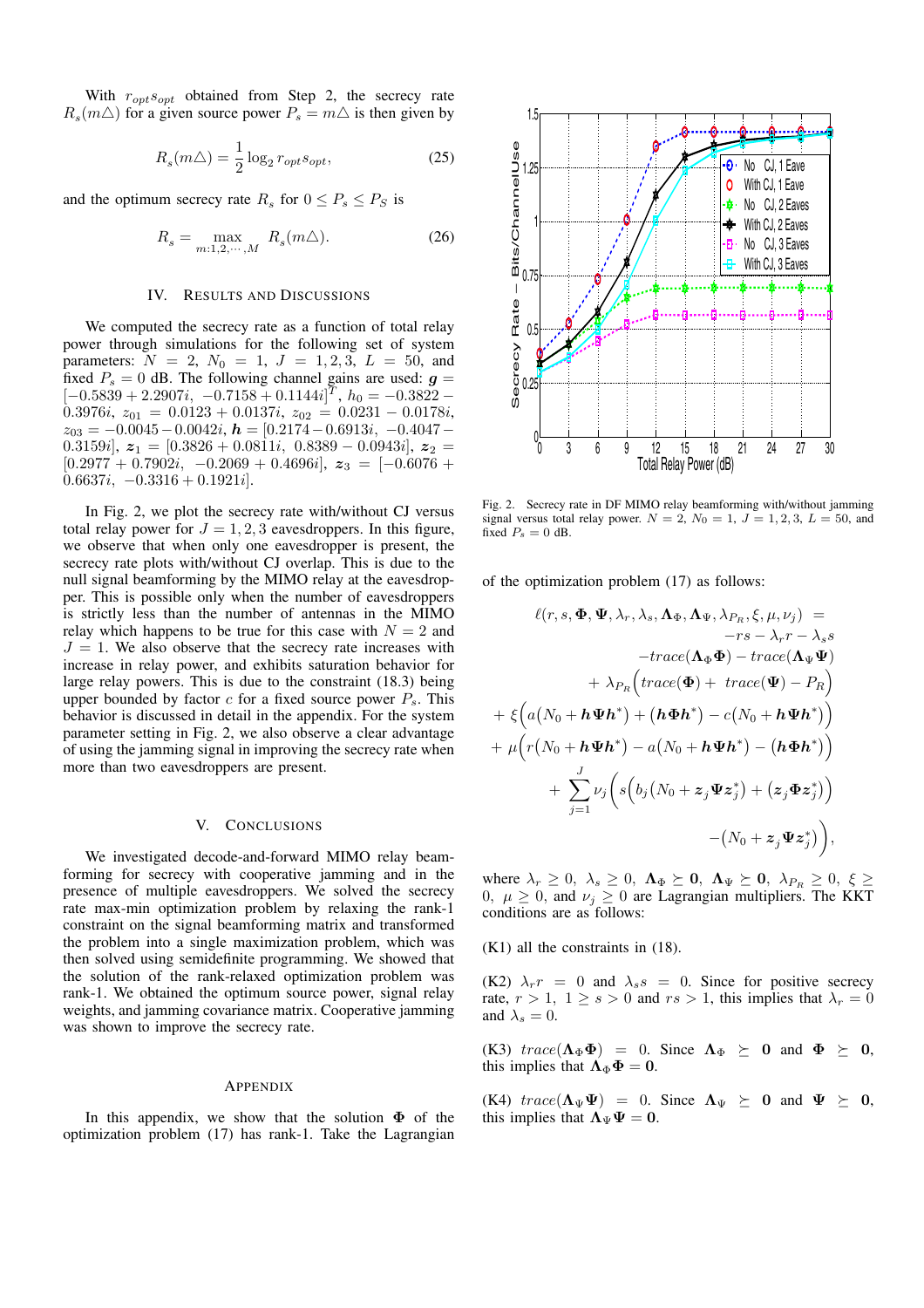With $r_{opt}s_{opt}$ obtained from Step 2, the secrecy rate $R_s(m\triangle)$ for a given source power $P_s = m\triangle$ is then given by

$$R_s(m\triangle) = \frac{1}{2}\log_2 r_{opt}s_{opt}, \tag{25}$$

and the optimum secrecy rate $R_s$ for $0 \leq P_s \leq P_S$ is

$$R_s = \max_{m:1,2,\cdots,M} R_s(m\triangle). \tag{26}$$

## IV. Results and Discussions

We computed the secrecy rate as a function of total relay power through simulations for the following set of system parameters: $N = 2$, $N_0 = 1$, $J = 1,2,3$, $L = 50$, and fixed $P_s = 0$ dB. The following channel gains are used: $\boldsymbol{g} = [-0.5839 + 2.2907i, \ -0.7158 + 0.1144i]^T$, $h_0 = -0.3822 - 0.3976i$, $z_{01} = 0.0123 + 0.0137i$, $z_{02} = 0.0231 - 0.0178i$, $z_{03} = -0.0045 - 0.0042i$, $\boldsymbol{h} = [0.2174 - 0.6913i, \ -0.4047 - 0.3159i]$, $\boldsymbol{z}_1 = [0.3826 + 0.0811i, \ 0.8389 - 0.0943i]$, $\boldsymbol{z}_2 = [0.2977 + 0.7902i, \ -0.2069 + 0.4696i]$, $\boldsymbol{z}_3 = [-0.6076 + 0.6637i, \ -0.3316 + 0.1921i]$.

In Fig. 2, we plot the secrecy rate with/without CJ versus total relay power for $J = 1,2,3$ eavesdroppers. In this figure, we observe that when only one eavesdropper is present, the secrecy rate plots with/without CJ overlap. This is due to the null signal beamforming by the MIMO relay at the eavesdropper. This is possible only when the number of eavesdroppers is strictly less than the number of antennas in the MIMO relay which happens to be true for this case with $N = 2$ and $J = 1$. We also observe that the secrecy rate increases with increase in relay power, and exhibits saturation behavior for large relay powers. This is due to the constraint (18.3) being upper bounded by factor $c$ for a fixed source power $P_s$. This behavior is discussed in detail in the appendix. For the system parameter setting in Fig. 2, we also observe a clear advantage of using the jamming signal in improving the secrecy rate when more than two eavesdroppers are present.

## V. Conclusions

We investigated decode-and-forward MIMO relay beamforming for secrecy with cooperative jamming and in the presence of multiple eavesdroppers. We solved the secrecy rate max-min optimization problem by relaxing the rank-1 constraint on the signal beamforming matrix and transformed the problem into a single maximization problem, which was then solved using semidefinite programming. We showed that the solution of the rank-relaxed optimization problem was rank-1. We obtained the optimum source power, signal relay weights, and jamming covariance matrix. Cooperative jamming was shown to improve the secrecy rate.

## Appendix

In this appendix, we show that the solution $\boldsymbol{\Phi}$ of the optimization problem (17) has rank-1. Take the Lagrangian

Fig. 2. Secrecy rate in DF MIMO relay beamforming with/without jamming signal versus total relay power. $N = 2$, $N_0 = 1$, $J = 1,2,3$, $L = 50$, and fixed $P_s = 0$ dB.

of the optimization problem (17) as follows:

$$\begin{aligned}
\ell(r, s, \boldsymbol{\Phi}, \boldsymbol{\Psi}, \lambda_r, \lambda_s, \boldsymbol{\Lambda}_\Phi, \boldsymbol{\Lambda}_\Psi, \lambda_{P_R}, \xi, \mu, \nu_j) \ &= \\
-rs - \lambda_r r - \lambda_s s& \\
-trace(\boldsymbol{\Lambda}_\Phi \boldsymbol{\Phi}) - trace(\boldsymbol{\Lambda}_\Psi \boldsymbol{\Psi})& \\
+ \lambda_{P_R}\Big(trace(\boldsymbol{\Phi}) + \ trace(\boldsymbol{\Psi}) - P_R\Big)& \\
+ \xi\Big(a(N_0 + \boldsymbol{h}\boldsymbol{\Psi}\boldsymbol{h}^*) + (\boldsymbol{h}\boldsymbol{\Phi}\boldsymbol{h}^*) - c(N_0 + \boldsymbol{h}\boldsymbol{\Psi}\boldsymbol{h}^*)\Big)& \\
+ \mu\Big(r(N_0 + \boldsymbol{h}\boldsymbol{\Psi}\boldsymbol{h}^*) - a(N_0 + \boldsymbol{h}\boldsymbol{\Psi}\boldsymbol{h}^*) - (\boldsymbol{h}\boldsymbol{\Phi}\boldsymbol{h}^*)\Big)& \\
+ \sum_{j=1}^{J}\nu_j\bigg(s\Big(b_j(N_0 + \boldsymbol{z}_j\boldsymbol{\Psi}\boldsymbol{z}_j^*) + (\boldsymbol{z}_j\boldsymbol{\Phi}\boldsymbol{z}_j^*)\Big)& \\
-(N_0 + \boldsymbol{z}_j\boldsymbol{\Psi}\boldsymbol{z}_j^*)\bigg),&
\end{aligned}$$

where $\lambda_r \geq 0$, $\lambda_s \geq 0$, $\boldsymbol{\Lambda}_\Phi \succeq \boldsymbol{0}$, $\boldsymbol{\Lambda}_\Psi \succeq \boldsymbol{0}$, $\lambda_{P_R} \geq 0$, $\xi \geq 0$, $\mu \geq 0$, and $\nu_j \geq 0$ are Lagrangian multipliers. The KKT conditions are as follows:

(K1) all the constraints in (18).

(K2) $\lambda_r r = 0$ and $\lambda_s s = 0$. Since for positive secrecy rate, $r > 1$, $1 \geq s > 0$ and $rs > 1$, this implies that $\lambda_r = 0$ and $\lambda_s = 0$.

(K3) $trace(\boldsymbol{\Lambda}_\Phi \boldsymbol{\Phi}) = 0$. Since $\boldsymbol{\Lambda}_\Phi \succeq \boldsymbol{0}$ and $\boldsymbol{\Phi} \succeq \boldsymbol{0}$, this implies that $\boldsymbol{\Lambda}_\Phi \boldsymbol{\Phi} = \boldsymbol{0}$.

(K4) $trace(\boldsymbol{\Lambda}_\Psi \boldsymbol{\Psi}) = 0$. Since $\boldsymbol{\Lambda}_\Psi \succeq \boldsymbol{0}$ and $\boldsymbol{\Psi} \succeq \boldsymbol{0}$, this implies that $\boldsymbol{\Lambda}_\Psi \boldsymbol{\Psi} = \boldsymbol{0}$.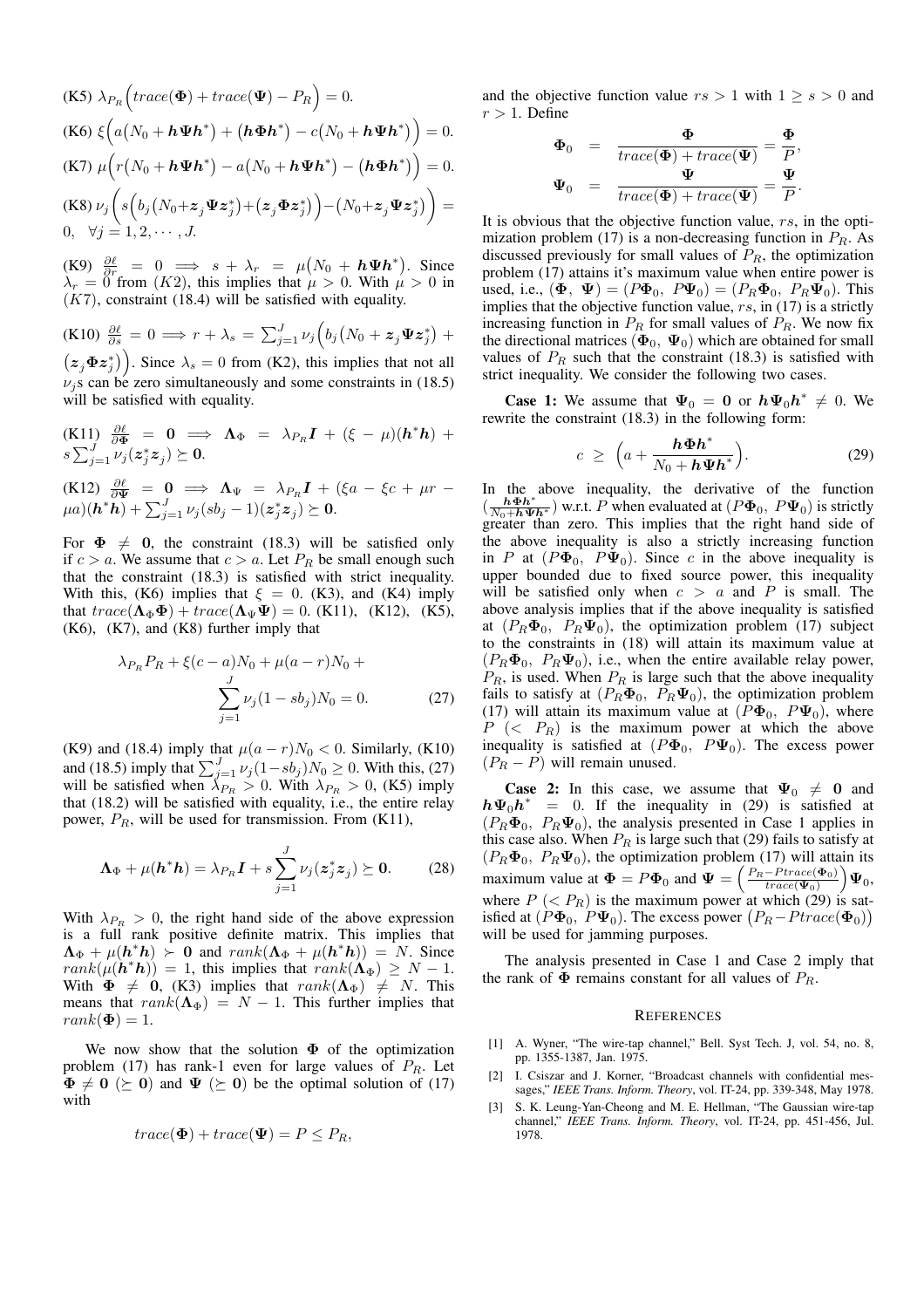(K5) $\lambda_{P_R}\Big(trace(\mathbf{\Phi}) + trace(\mathbf{\Psi}) - P_R\Big) = 0.$

(K6) $\xi\Big(a\big(N_0 + \boldsymbol{h}\mathbf{\Psi}\boldsymbol{h}^*\big) + \big(\boldsymbol{h}\mathbf{\Phi}\boldsymbol{h}^*\big) - c\big(N_0 + \boldsymbol{h}\mathbf{\Psi}\boldsymbol{h}^*\big)\Big) = 0.$

(K7) $\mu\Big(r\big(N_0 + \boldsymbol{h}\mathbf{\Psi}\boldsymbol{h}^*\big) - a\big(N_0 + \boldsymbol{h}\mathbf{\Psi}\boldsymbol{h}^*\big) - \big(\boldsymbol{h}\mathbf{\Phi}\boldsymbol{h}^*\big)\Big) = 0.$

(K8) $\nu_j\bigg(s\Big(b_j\big(N_0 + \boldsymbol{z}_j\mathbf{\Psi}\boldsymbol{z}_j^*\big) + \big(\boldsymbol{z}_j\mathbf{\Phi}\boldsymbol{z}_j^*\big)\Big) - \big(N_0 + \boldsymbol{z}_j\mathbf{\Psi}\boldsymbol{z}_j^*\big)\bigg) = 0, \quad \forall j = 1, 2, \cdots, J.$

(K9) $\frac{\partial \ell}{\partial r} = 0 \implies s + \lambda_r = \mu\big(N_0 + \boldsymbol{h}\mathbf{\Psi}\boldsymbol{h}^*\big)$. Since $\lambda_r = 0$ from $(K2)$, this implies that $\mu > 0$. With $\mu > 0$ in $(K7)$, constraint (18.4) will be satisfied with equality.

(K10) $\frac{\partial \ell}{\partial s} = 0 \implies r + \lambda_s = \sum_{j=1}^{J}\nu_j\Big(b_j\big(N_0 + \boldsymbol{z}_j\mathbf{\Psi}\boldsymbol{z}_j^*\big) + \big(\boldsymbol{z}_j\mathbf{\Phi}\boldsymbol{z}_j^*\big)\Big)$. Since $\lambda_s = 0$ from (K2), this implies that not all $\nu_j$s can be zero simultaneously and some constraints in (18.5) will be satisfied with equality.

(K11) $\frac{\partial \ell}{\partial \mathbf{\Phi}} = \mathbf{0} \implies \mathbf{\Lambda}_\Phi = \lambda_{P_R}\boldsymbol{I} + (\xi - \mu)(\boldsymbol{h}^*\boldsymbol{h}) + s\sum_{j=1}^{J}\nu_j(\boldsymbol{z}_j^*\boldsymbol{z}_j) \succeq \mathbf{0}.$

(K12) $\frac{\partial \ell}{\partial \mathbf{\Psi}} = \mathbf{0} \implies \mathbf{\Lambda}_\Psi = \lambda_{P_R}\boldsymbol{I} + (\xi a - \xi c + \mu r - \mu a)(\boldsymbol{h}^*\boldsymbol{h}) + \sum_{j=1}^{J}\nu_j(sb_j - 1)(\boldsymbol{z}_j^*\boldsymbol{z}_j) \succeq \mathbf{0}.$

For $\mathbf{\Phi} \neq \mathbf{0}$, the constraint (18.3) will be satisfied only if $c > a$. We assume that $c > a$. Let $P_R$ be small enough such that the constraint (18.3) is satisfied with strict inequality. With this, (K6) implies that $\xi = 0$. (K3), and (K4) imply that $trace(\mathbf{\Lambda}_\Phi\mathbf{\Phi}) + trace(\mathbf{\Lambda}_\Psi\mathbf{\Psi}) = 0$. (K11), (K12), (K5), (K6), (K7), and (K8) further imply that

$$\lambda_{P_R}P_R + \xi(c - a)N_0 + \mu(a - r)N_0 + \sum_{j=1}^{J}\nu_j(1 - sb_j)N_0 = 0. \qquad (27)$$

(K9) and (18.4) imply that $\mu(a - r)N_0 < 0$. Similarly, (K10) and (18.5) imply that $\sum_{j=1}^{J}\nu_j(1 - sb_j)N_0 \geq 0$. With this, (27) will be satisfied when $\lambda_{P_R} > 0$. With $\lambda_{P_R} > 0$, (K5) imply that (18.2) will be satisfied with equality, i.e., the entire relay power, $P_R$, will be used for transmission. From (K11),

$$\mathbf{\Lambda}_\Phi + \mu(\boldsymbol{h}^*\boldsymbol{h}) = \lambda_{P_R}\boldsymbol{I} + s\sum_{j=1}^{J}\nu_j(\boldsymbol{z}_j^*\boldsymbol{z}_j) \succeq \mathbf{0}. \qquad (28)$$

With $\lambda_{P_R} > 0$, the right hand side of the above expression is a full rank positive definite matrix. This implies that $\mathbf{\Lambda}_\Phi + \mu(\boldsymbol{h}^*\boldsymbol{h}) \succ \mathbf{0}$ and $rank(\mathbf{\Lambda}_\Phi + \mu(\boldsymbol{h}^*\boldsymbol{h})) = N$. Since $rank(\mu(\boldsymbol{h}^*\boldsymbol{h})) = 1$, this implies that $rank(\mathbf{\Lambda}_\Phi) \geq N - 1$. With $\mathbf{\Phi} \neq \mathbf{0}$, (K3) implies that $rank(\mathbf{\Lambda}_\Phi) \neq N$. This means that $rank(\mathbf{\Lambda}_\Phi) = N - 1$. This further implies that $rank(\mathbf{\Phi}) = 1$.

We now show that the solution $\mathbf{\Phi}$ of the optimization problem (17) has rank-1 even for large values of $P_R$. Let $\mathbf{\Phi} \neq \mathbf{0}$ $(\succeq \mathbf{0})$ and $\mathbf{\Psi}$ $(\succeq \mathbf{0})$ be the optimal solution of (17) with

$$trace(\mathbf{\Phi}) + trace(\mathbf{\Psi}) = P \leq P_R,$$

and the objective function value $rs > 1$ with $1 \geq s > 0$ and $r > 1$. Define

$$\mathbf{\Phi}_0 = \frac{\mathbf{\Phi}}{trace(\mathbf{\Phi}) + trace(\mathbf{\Psi})} = \frac{\mathbf{\Phi}}{P},$$
$$\mathbf{\Psi}_0 = \frac{\mathbf{\Psi}}{trace(\mathbf{\Phi}) + trace(\mathbf{\Psi})} = \frac{\mathbf{\Psi}}{P}.$$

It is obvious that the objective function value, $rs$, in the optimization problem (17) is a non-decreasing function in $P_R$. As discussed previously for small values of $P_R$, the optimization problem (17) attains it's maximum value when entire power is used, i.e., $(\mathbf{\Phi},\ \mathbf{\Psi}) = (P\mathbf{\Phi}_0,\ P\mathbf{\Psi}_0) = (P_R\mathbf{\Phi}_0,\ P_R\mathbf{\Psi}_0)$. This implies that the objective function value, $rs$, in (17) is a strictly increasing function in $P_R$ for small values of $P_R$. We now fix the directional matrices $(\mathbf{\Phi}_0,\ \mathbf{\Psi}_0)$ which are obtained for small values of $P_R$ such that the constraint (18.3) is satisfied with strict inequality. We consider the following two cases.

**Case 1:** We assume that $\mathbf{\Psi}_0 = \mathbf{0}$ or $\boldsymbol{h}\mathbf{\Psi}_0\boldsymbol{h}^* \neq 0$. We rewrite the constraint (18.3) in the following form:

$$c \ \geq \ \Big(a + \frac{\boldsymbol{h}\mathbf{\Phi}\boldsymbol{h}^*}{N_0 + \boldsymbol{h}\mathbf{\Psi}\boldsymbol{h}^*}\Big). \qquad (29)$$

In the above inequality, the derivative of the function $\big(\frac{\boldsymbol{h}\mathbf{\Phi}\boldsymbol{h}^*}{N_0 + \boldsymbol{h}\mathbf{\Psi}\boldsymbol{h}^*}\big)$ w.r.t. $P$ when evaluated at $(P\mathbf{\Phi}_0,\ P\mathbf{\Psi}_0)$ is strictly greater than zero. This implies that the right hand side of the above inequality is also a strictly increasing function in $P$ at $(P\mathbf{\Phi}_0,\ P\mathbf{\Psi}_0)$. Since $c$ in the above inequality is upper bounded due to fixed source power, this inequality will be satisfied only when $c > a$ and $P$ is small. The above analysis implies that if the above inequality is satisfied at $(P_R\mathbf{\Phi}_0,\ P_R\mathbf{\Psi}_0)$, the optimization problem (17) subject to the constraints in (18) will attain its maximum value at $(P_R\mathbf{\Phi}_0,\ P_R\mathbf{\Psi}_0)$, i.e., when the entire available relay power, $P_R$, is used. When $P_R$ is large such that the above inequality fails to satisfy at $(P_R\mathbf{\Phi}_0,\ P_R\mathbf{\Psi}_0)$, the optimization problem (17) will attain its maximum value at $(P\mathbf{\Phi}_0,\ P\mathbf{\Psi}_0)$, where $P$ $(< P_R)$ is the maximum power at which the above inequality is satisfied at $(P\mathbf{\Phi}_0,\ P\mathbf{\Psi}_0)$. The excess power $(P_R - P)$ will remain unused.

**Case 2:** In this case, we assume that $\mathbf{\Psi}_0 \neq \mathbf{0}$ and $\boldsymbol{h}\mathbf{\Psi}_0\boldsymbol{h}^* = 0$. If the inequality in (29) is satisfied at $(P_R\mathbf{\Phi}_0,\ P_R\mathbf{\Psi}_0)$, the analysis presented in Case 1 applies in this case also. When $P_R$ is large such that (29) fails to satisfy at $(P_R\mathbf{\Phi}_0,\ P_R\mathbf{\Psi}_0)$, the optimization problem (17) will attain its maximum value at $\mathbf{\Phi} = P\mathbf{\Phi}_0$ and $\mathbf{\Psi} = \Big(\frac{P_R - P\,trace(\mathbf{\Phi}_0)}{trace(\mathbf{\Psi}_0)}\Big)\mathbf{\Psi}_0$, where $P$ $(< P_R)$ is the maximum power at which (29) is satisfied at $(P\mathbf{\Phi}_0,\ P\mathbf{\Psi}_0)$. The excess power $\big(P_R - P\,trace(\mathbf{\Phi}_0)\big)$ will be used for jamming purposes.

The analysis presented in Case 1 and Case 2 imply that the rank of $\mathbf{\Phi}$ remains constant for all values of $P_R$.

## References

[1] A. Wyner, "The wire-tap channel," Bell. Syst Tech. J, vol. 54, no. 8, pp. 1355-1387, Jan. 1975.

[2] I. Csiszar and J. Korner, "Broadcast channels with confidential messages," *IEEE Trans. Inform. Theory*, vol. IT-24, pp. 339-348, May 1978.

[3] S. K. Leung-Yan-Cheong and M. E. Hellman, "The Gaussian wire-tap channel," *IEEE Trans. Inform. Theory*, vol. IT-24, pp. 451-456, Jul. 1978.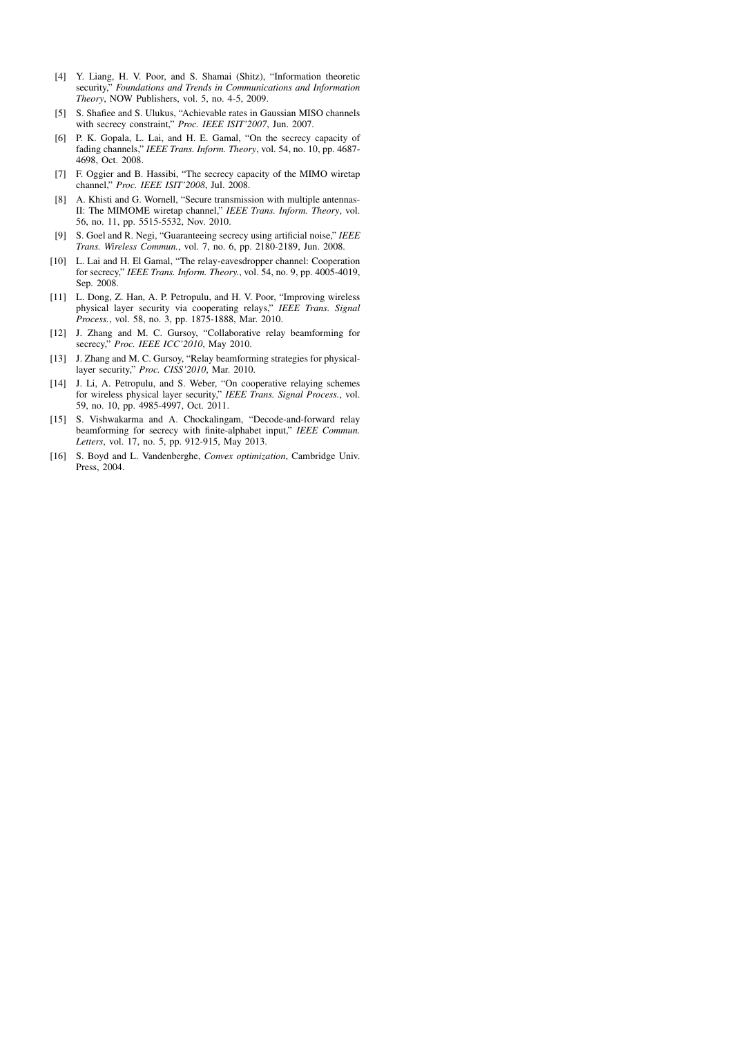[4] Y. Liang, H. V. Poor, and S. Shamai (Shitz), "Information theoretic security," *Foundations and Trends in Communications and Information Theory*, NOW Publishers, vol. 5, no. 4-5, 2009.

[5] S. Shafiee and S. Ulukus, "Achievable rates in Gaussian MISO channels with secrecy constraint," *Proc. IEEE ISIT'2007*, Jun. 2007.

[6] P. K. Gopala, L. Lai, and H. E. Gamal, "On the secrecy capacity of fading channels," *IEEE Trans. Inform. Theory*, vol. 54, no. 10, pp. 4687-4698, Oct. 2008.

[7] F. Oggier and B. Hassibi, "The secrecy capacity of the MIMO wiretap channel," *Proc. IEEE ISIT'2008*, Jul. 2008.

[8] A. Khisti and G. Wornell, "Secure transmission with multiple antennas-II: The MIMOME wiretap channel," *IEEE Trans. Inform. Theory*, vol. 56, no. 11, pp. 5515-5532, Nov. 2010.

[9] S. Goel and R. Negi, "Guaranteeing secrecy using artificial noise," *IEEE Trans. Wireless Commun.*, vol. 7, no. 6, pp. 2180-2189, Jun. 2008.

[10] L. Lai and H. El Gamal, "The relay-eavesdropper channel: Cooperation for secrecy," *IEEE Trans. Inform. Theory.*, vol. 54, no. 9, pp. 4005-4019, Sep. 2008.

[11] L. Dong, Z. Han, A. P. Petropulu, and H. V. Poor, "Improving wireless physical layer security via cooperating relays," *IEEE Trans. Signal Process.*, vol. 58, no. 3, pp. 1875-1888, Mar. 2010.

[12] J. Zhang and M. C. Gursoy, "Collaborative relay beamforming for secrecy," *Proc. IEEE ICC'2010*, May 2010.

[13] J. Zhang and M. C. Gursoy, "Relay beamforming strategies for physical-layer security," *Proc. CISS'2010*, Mar. 2010.

[14] J. Li, A. Petropulu, and S. Weber, "On cooperative relaying schemes for wireless physical layer security," *IEEE Trans. Signal Process.*, vol. 59, no. 10, pp. 4985-4997, Oct. 2011.

[15] S. Vishwakarma and A. Chockalingam, "Decode-and-forward relay beamforming for secrecy with finite-alphabet input," *IEEE Commun. Letters*, vol. 17, no. 5, pp. 912-915, May 2013.

[16] S. Boyd and L. Vandenberghe, *Convex optimization*, Cambridge Univ. Press, 2004.